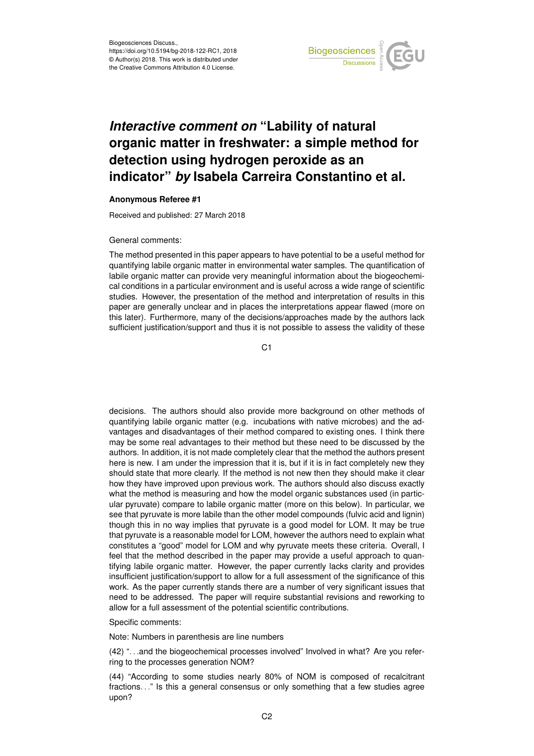# *Interactive comment on* "Lability of natural organic matter in freshwater: a simple method for detection using hydrogen peroxide as an indicator" *by* Isabela Carreira Constantino et al.

**Anonymous Referee #1**

Received and published: 27 March 2018

General comments:

The method presented in this paper appears to have potential to be a useful method for quantifying labile organic matter in environmental water samples. The quantification of labile organic matter can provide very meaningful information about the biogeochemical conditions in a particular environment and is useful across a wide range of scientific studies. However, the presentation of the method and interpretation of results in this paper are generally unclear and in places the interpretations appear flawed (more on this later). Furthermore, many of the decisions/approaches made by the authors lack sufficient justification/support and thus it is not possible to assess the validity of these decisions. The authors should also provide more background on other methods of quantifying labile organic matter (e.g. incubations with native microbes) and the advantages and disadvantages of their method compared to existing ones. I think there may be some real advantages to their method but these need to be discussed by the authors. In addition, it is not made completely clear that the method the authors present here is new. I am under the impression that it is, but if it is in fact completely new they should state that more clearly. If the method is not new then they should make it clear how they have improved upon previous work. The authors should also discuss exactly what the method is measuring and how the model organic substances used (in particular pyruvate) compare to labile organic matter (more on this below). In particular, we see that pyruvate is more labile than the other model compounds (fulvic acid and lignin) though this in no way implies that pyruvate is a good model for LOM. It may be true that pyruvate is a reasonable model for LOM, however the authors need to explain what constitutes a "good" model for LOM and why pyruvate meets these criteria. Overall, I feel that the method described in the paper may provide a useful approach to quantifying labile organic matter. However, the paper currently lacks clarity and provides insufficient justification/support to allow for a full assessment of the significance of this work. As the paper currently stands there are a number of very significant issues that need to be addressed. The paper will require substantial revisions and reworking to allow for a full assessment of the potential scientific contributions.

Specific comments:

Note: Numbers in parenthesis are line numbers

(42) "...and the biogeochemical processes involved" Involved in what? Are you referring to the processes generation NOM?

(44) "According to some studies nearly 80% of NOM is composed of recalcitrant fractions..." Is this a general consensus or only something that a few studies agree upon?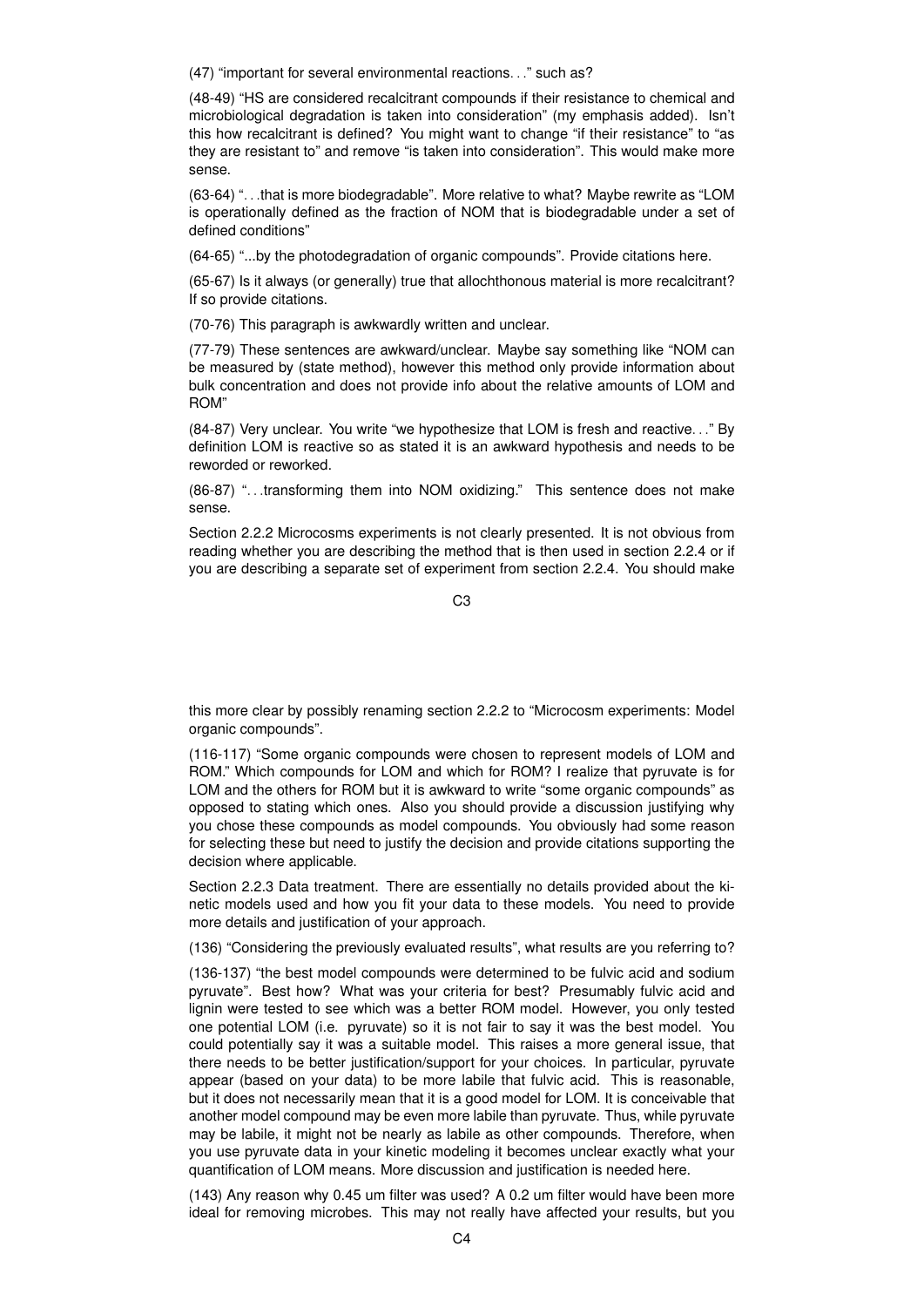(47) "important for several environmental reactions. . ." such as?

(48-49) "HS are considered recalcitrant compounds if their resistance to chemical and microbiological degradation is taken into consideration" (my emphasis added). Isn't this how recalcitrant is defined? You might want to change "if their resistance" to "as they are resistant to" and remove "is taken into consideration". This would make more sense.

(63-64) ". . .that is more biodegradable". More relative to what? Maybe rewrite as "LOM is operationally defined as the fraction of NOM that is biodegradable under a set of defined conditions"

(64-65) "...by the photodegradation of organic compounds". Provide citations here.

(65-67) Is it always (or generally) true that allochthonous material is more recalcitrant? If so provide citations.

(70-76) This paragraph is awkwardly written and unclear.

(77-79) These sentences are awkward/unclear. Maybe say something like "NOM can be measured by (state method), however this method only provide information about bulk concentration and does not provide info about the relative amounts of LOM and ROM"

(84-87) Very unclear. You write "we hypothesize that LOM is fresh and reactive. . ." By definition LOM is reactive so as stated it is an awkward hypothesis and needs to be reworded or reworked.

(86-87) ". . .transforming them into NOM oxidizing." This sentence does not make sense.

Section 2.2.2 Microcosms experiments is not clearly presented. It is not obvious from reading whether you are describing the method that is then used in section 2.2.4 or if you are describing a separate set of experiment from section 2.2.4. You should make this more clear by possibly renaming section 2.2.2 to "Microcosm experiments: Model organic compounds".

(116-117) "Some organic compounds were chosen to represent models of LOM and ROM." Which compounds for LOM and which for ROM? I realize that pyruvate is for LOM and the others for ROM but it is awkward to write "some organic compounds" as opposed to stating which ones. Also you should provide a discussion justifying why you chose these compounds as model compounds. You obviously had some reason for selecting these but need to justify the decision and provide citations supporting the decision where applicable.

Section 2.2.3 Data treatment. There are essentially no details provided about the kinetic models used and how you fit your data to these models. You need to provide more details and justification of your approach.

(136) "Considering the previously evaluated results", what results are you referring to?

(136-137) "the best model compounds were determined to be fulvic acid and sodium pyruvate". Best how? What was your criteria for best? Presumably fulvic acid and lignin were tested to see which was a better ROM model. However, you only tested one potential LOM (i.e. pyruvate) so it is not fair to say it was the best model. You could potentially say it was a suitable model. This raises a more general issue, that there needs to be better justification/support for your choices. In particular, pyruvate appear (based on your data) to be more labile that fulvic acid. This is reasonable, but it does not necessarily mean that it is a good model for LOM. It is conceivable that another model compound may be even more labile than pyruvate. Thus, while pyruvate may be labile, it might not be nearly as labile as other compounds. Therefore, when you use pyruvate data in your kinetic modeling it becomes unclear exactly what your quantification of LOM means. More discussion and justification is needed here.

(143) Any reason why 0.45 um filter was used? A 0.2 um filter would have been more ideal for removing microbes. This may not really have affected your results, but you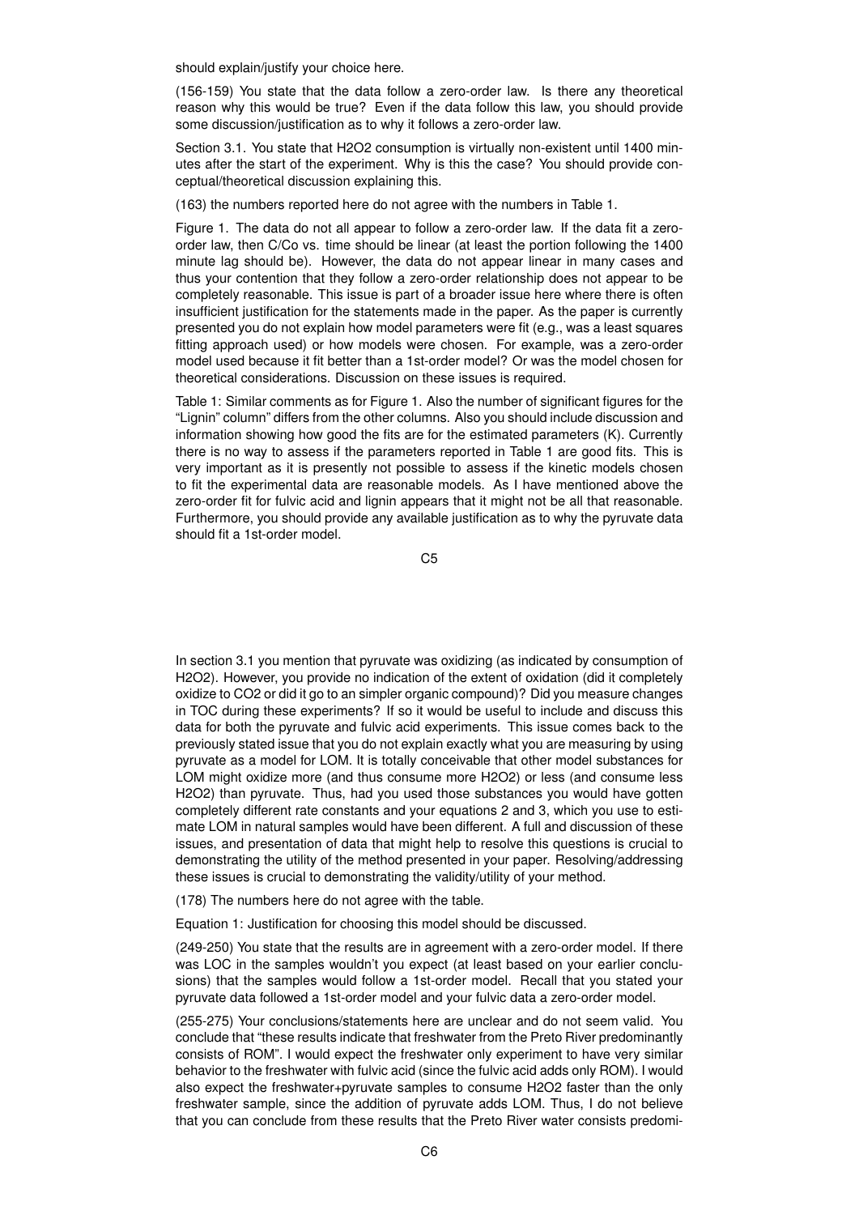should explain/justify your choice here.

(156-159) You state that the data follow a zero-order law. Is there any theoretical reason why this would be true? Even if the data follow this law, you should provide some discussion/justification as to why it follows a zero-order law.

Section 3.1. You state that $H_2O_2$ consumption is virtually non-existent until 1400 minutes after the start of the experiment. Why is this the case? You should provide conceptual/theoretical discussion explaining this.

(163) the numbers reported here do not agree with the numbers in Table 1.

Figure 1. The data do not all appear to follow a zero-order law. If the data fit a zero-order law, then $C/C_o$ vs. time should be linear (at least the portion following the 1400 minute lag should be). However, the data do not appear linear in many cases and thus your contention that they follow a zero-order relationship does not appear to be completely reasonable. This issue is part of a broader issue here where there is often insufficient justification for the statements made in the paper. As the paper is currently presented you do not explain how model parameters were fit (e.g., was a least squares fitting approach used) or how models were chosen. For example, was a zero-order model used because it fit better than a 1st-order model? Or was the model chosen for theoretical considerations. Discussion on these issues is required.

Table 1: Similar comments as for Figure 1. Also the number of significant figures for the "Lignin" column" differs from the other columns. Also you should include discussion and information showing how good the fits are for the estimated parameters (K). Currently there is no way to assess if the parameters reported in Table 1 are good fits. This is very important as it is presently not possible to assess if the kinetic models chosen to fit the experimental data are reasonable models. As I have mentioned above the zero-order fit for fulvic acid and lignin appears that it might not be all that reasonable. Furthermore, you should provide any available justification as to why the pyruvate data should fit a 1st-order model.

In section 3.1 you mention that pyruvate was oxidizing (as indicated by consumption of $H_2O_2$). However, you provide no indication of the extent of oxidation (did it completely oxidize to $CO_2$ or did it go to an simpler organic compound)? Did you measure changes in TOC during these experiments? If so it would be useful to include and discuss this data for both the pyruvate and fulvic acid experiments. This issue comes back to the previously stated issue that you do not explain exactly what you are measuring by using pyruvate as a model for LOM. It is totally conceivable that other model substances for LOM might oxidize more (and thus consume more $H_2O_2$) or less (and consume less $H_2O_2$) than pyruvate. Thus, had you used those substances you would have gotten completely different rate constants and your equations 2 and 3, which you use to estimate LOM in natural samples would have been different. A full and discussion of these issues, and presentation of data that might help to resolve this questions is crucial to demonstrating the utility of the method presented in your paper. Resolving/addressing these issues is crucial to demonstrating the validity/utility of your method.

(178) The numbers here do not agree with the table.

Equation 1: Justification for choosing this model should be discussed.

(249-250) You state that the results are in agreement with a zero-order model. If there was LOC in the samples wouldn't you expect (at least based on your earlier conclusions) that the samples would follow a 1st-order model. Recall that you stated your pyruvate data followed a 1st-order model and your fulvic data a zero-order model.

(255-275) Your conclusions/statements here are unclear and do not seem valid. You conclude that "these results indicate that freshwater from the Preto River predominantly consists of ROM". I would expect the freshwater only experiment to have very similar behavior to the freshwater with fulvic acid (since the fulvic acid adds only ROM). I would also expect the freshwater+pyruvate samples to consume $H_2O_2$ faster than the only freshwater sample, since the addition of pyruvate adds LOM. Thus, I do not believe that you can conclude from these results that the Preto River water consists predomi-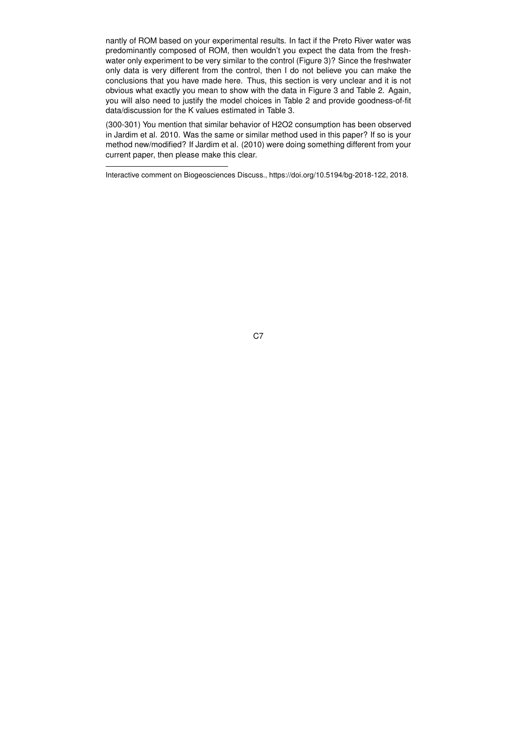nantly of ROM based on your experimental results. In fact if the Preto River water was predominantly composed of ROM, then wouldn't you expect the data from the freshwater only experiment to be very similar to the control (Figure 3)? Since the freshwater only data is very different from the control, then I do not believe you can make the conclusions that you have made here. Thus, this section is very unclear and it is not obvious what exactly you mean to show with the data in Figure 3 and Table 2. Again, you will also need to justify the model choices in Table 2 and provide goodness-of-fit data/discussion for the K values estimated in Table 3.

(300-301) You mention that similar behavior of $H_2O_2$ consumption has been observed in Jardim et al. 2010. Was the same or similar method used in this paper? If so is your method new/modified? If Jardim et al. (2010) were doing something different from your current paper, then please make this clear.

---

Interactive comment on Biogeosciences Discuss., https://doi.org/10.5194/bg-2018-122, 2018.